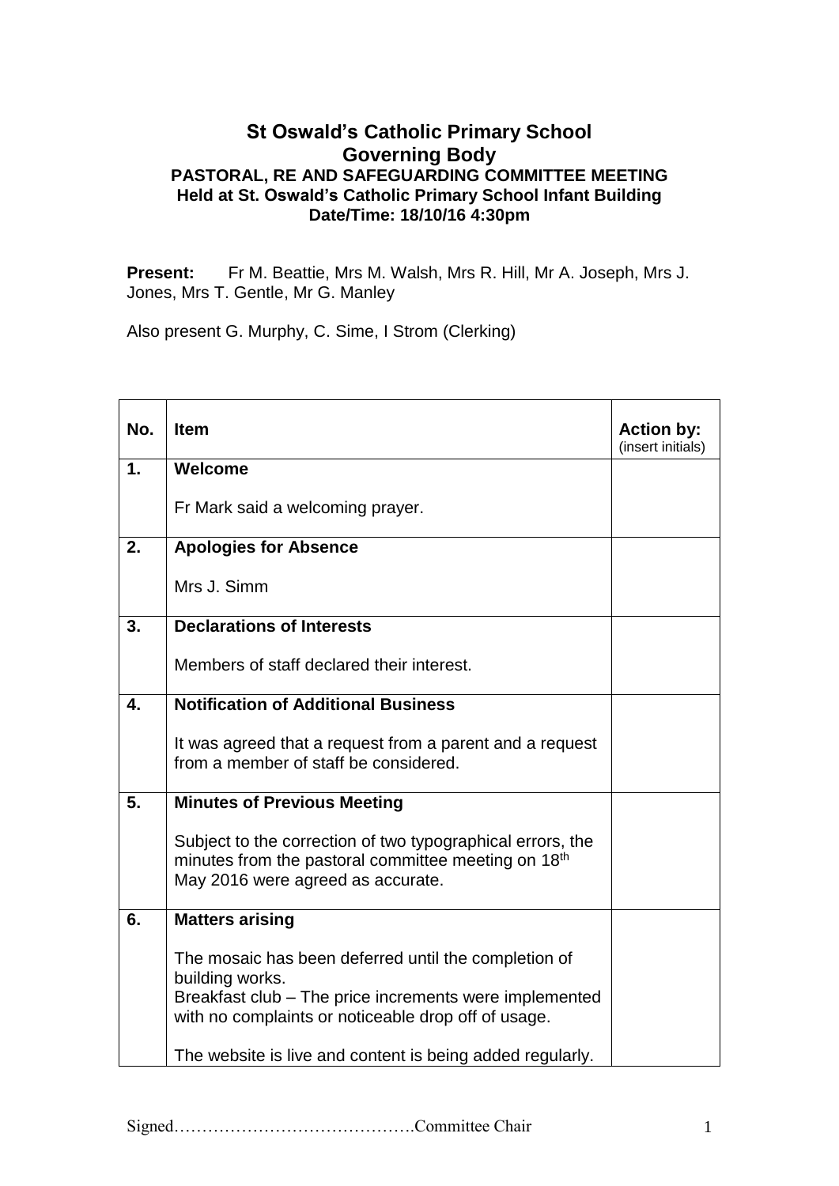# St Oswald's Catholic Primary School
## Governing Body
### PASTORAL, RE AND SAFEGUARDING COMMITTEE MEETING
**Held at St. Oswald's Catholic Primary School Infant Building**
**Date/Time: 18/10/16 4:30pm**

**Present:** Fr M. Beattie, Mrs M. Walsh, Mrs R. Hill, Mr A. Joseph, Mrs J. Jones, Mrs T. Gentle, Mr G. Manley

Also present G. Murphy, C. Sime, I Strom (Clerking)

| No. | Item | Action by: (insert initials) |
|---|---|---|
| 1. | **Welcome**<br><br>Fr Mark said a welcoming prayer. | |
| 2. | **Apologies for Absence**<br><br>Mrs J. Simm | |
| 3. | **Declarations of Interests**<br><br>Members of staff declared their interest. | |
| 4. | **Notification of Additional Business**<br><br>It was agreed that a request from a parent and a request from a member of staff be considered. | |
| 5. | **Minutes of Previous Meeting**<br><br>Subject to the correction of two typographical errors, the minutes from the pastoral committee meeting on 18th May 2016 were agreed as accurate. | |
| 6. | **Matters arising**<br><br>The mosaic has been deferred until the completion of building works.<br>Breakfast club – The price increments were implemented with no complaints or noticeable drop off of usage.<br><br>The website is live and content is being added regularly. | |

Signed…………………………………….Committee Chair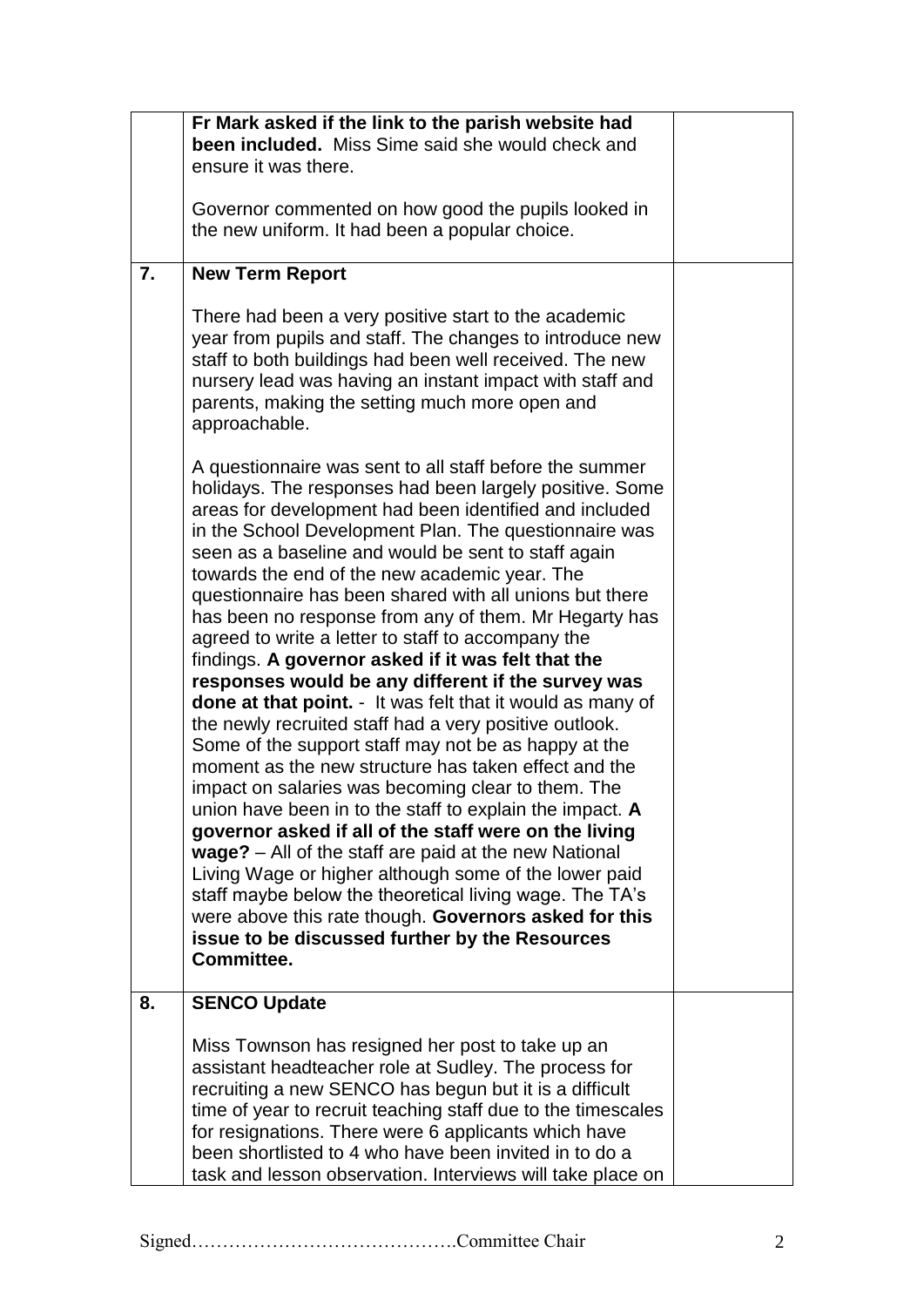| | | |
|---|---|---|
| | **Fr Mark asked if the link to the parish website had been included.** Miss Sime said she would check and ensure it was there.<br><br>Governor commented on how good the pupils looked in the new uniform. It had been a popular choice. | |
| **7.** | **New Term Report**<br><br>There had been a very positive start to the academic year from pupils and staff. The changes to introduce new staff to both buildings had been well received. The new nursery lead was having an instant impact with staff and parents, making the setting much more open and approachable.<br><br>A questionnaire was sent to all staff before the summer holidays. The responses had been largely positive. Some areas for development had been identified and included in the School Development Plan. The questionnaire was seen as a baseline and would be sent to staff again towards the end of the new academic year. The questionnaire has been shared with all unions but there has been no response from any of them. Mr Hegarty has agreed to write a letter to staff to accompany the findings. **A governor asked if it was felt that the responses would be any different if the survey was done at that point.** - It was felt that it would as many of the newly recruited staff had a very positive outlook. Some of the support staff may not be as happy at the moment as the new structure has taken effect and the impact on salaries was becoming clear to them. The union have been in to the staff to explain the impact. **A governor asked if all of the staff were on the living wage?** – All of the staff are paid at the new National Living Wage or higher although some of the lower paid staff maybe below the theoretical living wage. The TA's were above this rate though. **Governors asked for this issue to be discussed further by the Resources Committee.** | |
| **8.** | **SENCO Update**<br><br>Miss Townson has resigned her post to take up an assistant headteacher role at Sudley. The process for recruiting a new SENCO has begun but it is a difficult time of year to recruit teaching staff due to the timescales for resignations. There were 6 applicants which have been shortlisted to 4 who have been invited in to do a task and lesson observation. Interviews will take place on | |

Signed…………………………………….Committee Chair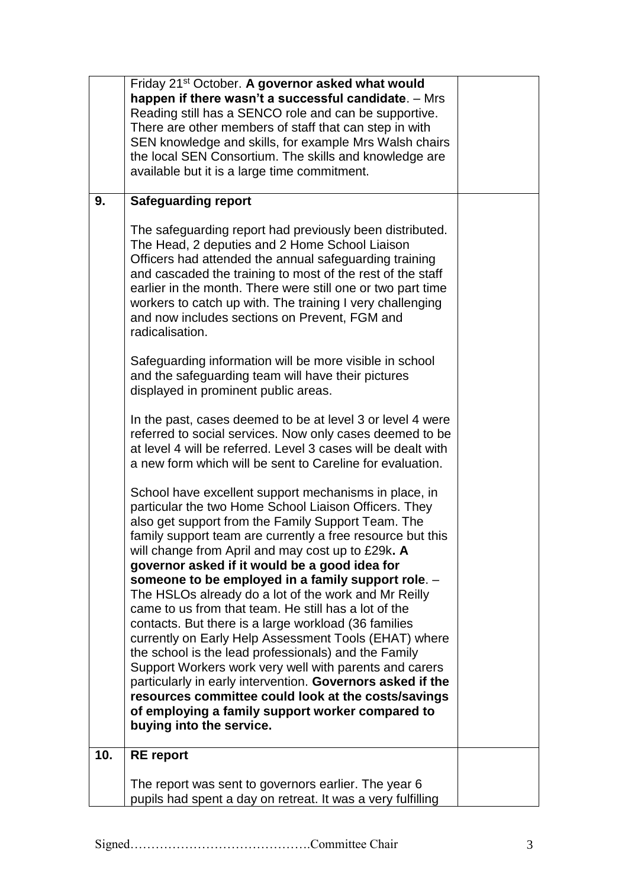| | | |
|---|---|---|
| | Friday 21st October. **A governor asked what would happen if there wasn't a successful candidate**. – Mrs Reading still has a SENCO role and can be supportive. There are other members of staff that can step in with SEN knowledge and skills, for example Mrs Walsh chairs the local SEN Consortium. The skills and knowledge are available but it is a large time commitment. | |
| **9.** | **Safeguarding report**<br><br>The safeguarding report had previously been distributed. The Head, 2 deputies and 2 Home School Liaison Officers had attended the annual safeguarding training and cascaded the training to most of the rest of the staff earlier in the month. There were still one or two part time workers to catch up with. The training I very challenging and now includes sections on Prevent, FGM and radicalisation.<br><br>Safeguarding information will be more visible in school and the safeguarding team will have their pictures displayed in prominent public areas.<br><br>In the past, cases deemed to be at level 3 or level 4 were referred to social services. Now only cases deemed to be at level 4 will be referred. Level 3 cases will be dealt with a new form which will be sent to Careline for evaluation.<br><br>School have excellent support mechanisms in place, in particular the two Home School Liaison Officers. They also get support from the Family Support Team. The family support team are currently a free resource but this will change from April and may cost up to £29k**. A governor asked if it would be a good idea for someone to be employed in a family support role**. – The HSLOs already do a lot of the work and Mr Reilly came to us from that team. He still has a lot of the contacts. But there is a large workload (36 families currently on Early Help Assessment Tools (EHAT) where the school is the lead professionals) and the Family Support Workers work very well with parents and carers particularly in early intervention. **Governors asked if the resources committee could look at the costs/savings of employing a family support worker compared to buying into the service.** | |
| **10.** | **RE report**<br><br>The report was sent to governors earlier. The year 6 pupils had spent a day on retreat. It was a very fulfilling | |

Signed…………………………………….Committee Chair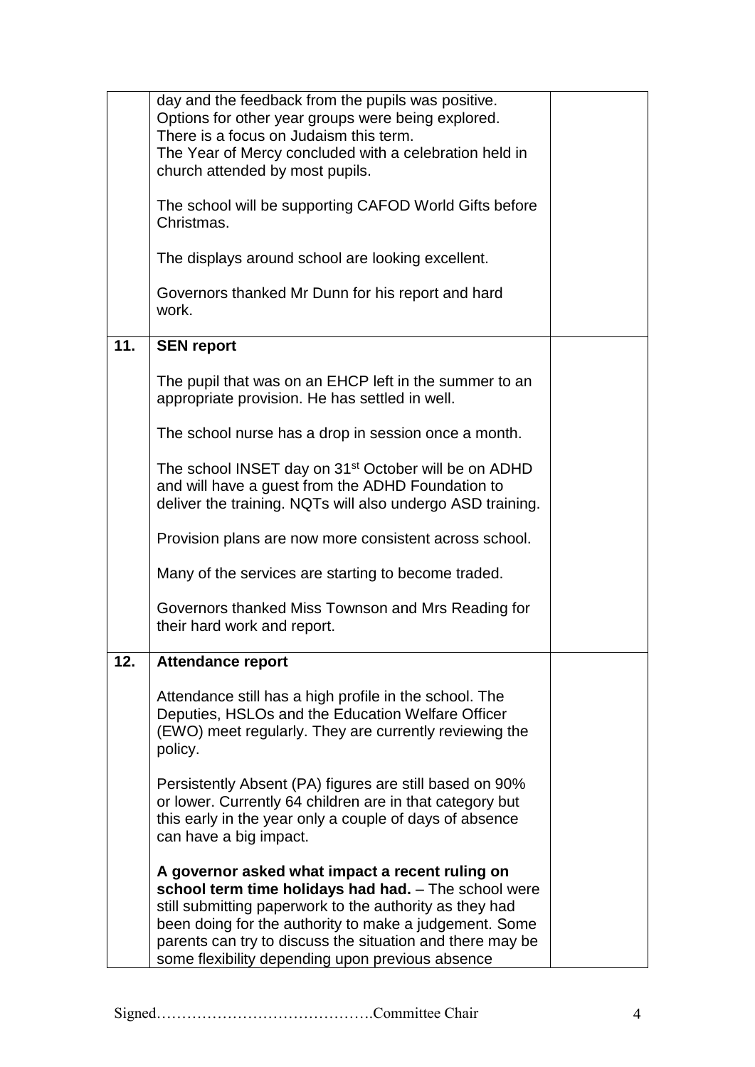| | | |
|---|---|---|
| | day and the feedback from the pupils was positive. Options for other year groups were being explored. There is a focus on Judaism this term. The Year of Mercy concluded with a celebration held in church attended by most pupils.<br><br>The school will be supporting CAFOD World Gifts before Christmas.<br><br>The displays around school are looking excellent.<br><br>Governors thanked Mr Dunn for his report and hard work. | |
| **11.** | **SEN report**<br><br>The pupil that was on an EHCP left in the summer to an appropriate provision. He has settled in well.<br><br>The school nurse has a drop in session once a month.<br><br>The school INSET day on 31st October will be on ADHD and will have a guest from the ADHD Foundation to deliver the training. NQTs will also undergo ASD training.<br><br>Provision plans are now more consistent across school.<br><br>Many of the services are starting to become traded.<br><br>Governors thanked Miss Townson and Mrs Reading for their hard work and report. | |
| **12.** | **Attendance report**<br><br>Attendance still has a high profile in the school. The Deputies, HSLOs and the Education Welfare Officer (EWO) meet regularly. They are currently reviewing the policy.<br><br>Persistently Absent (PA) figures are still based on 90% or lower. Currently 64 children are in that category but this early in the year only a couple of days of absence can have a big impact.<br><br>**A governor asked what impact a recent ruling on school term time holidays had had.** – The school were still submitting paperwork to the authority as they had been doing for the authority to make a judgement. Some parents can try to discuss the situation and there may be some flexibility depending upon previous absence | |

Signed…………………………………….Committee Chair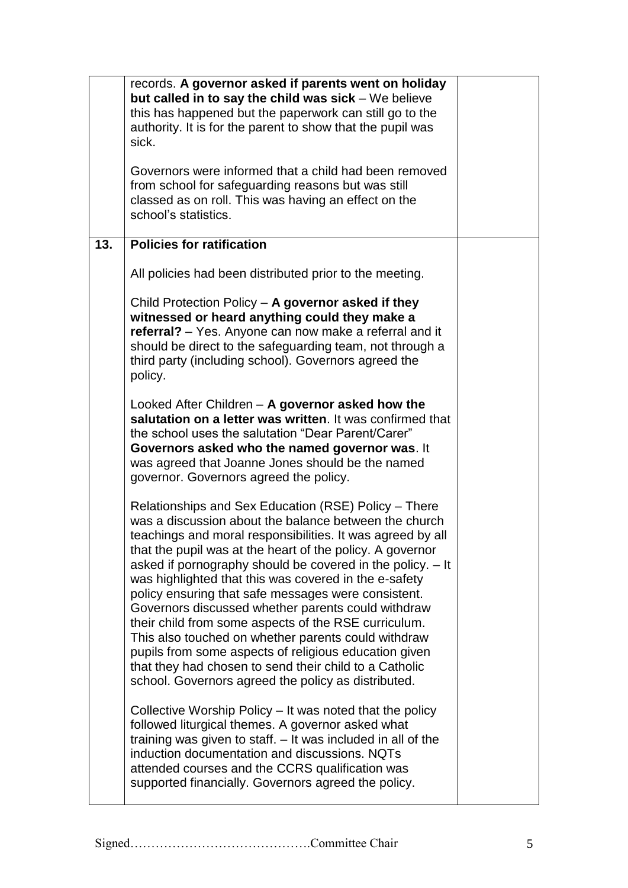| | | |
|---|---|---|
| | records. **A governor asked if parents went on holiday but called in to say the child was sick** – We believe this has happened but the paperwork can still go to the authority. It is for the parent to show that the pupil was sick.<br><br>Governors were informed that a child had been removed from school for safeguarding reasons but was still classed as on roll. This was having an effect on the school's statistics. | |
| **13.** | **Policies for ratification**<br><br>All policies had been distributed prior to the meeting.<br><br>Child Protection Policy – **A governor asked if they witnessed or heard anything could they make a referral?** – Yes. Anyone can now make a referral and it should be direct to the safeguarding team, not through a third party (including school). Governors agreed the policy.<br><br>Looked After Children – **A governor asked how the salutation on a letter was written**. It was confirmed that the school uses the salutation "Dear Parent/Carer" **Governors asked who the named governor was**. It was agreed that Joanne Jones should be the named governor. Governors agreed the policy.<br><br>Relationships and Sex Education (RSE) Policy – There was a discussion about the balance between the church teachings and moral responsibilities. It was agreed by all that the pupil was at the heart of the policy. A governor asked if pornography should be covered in the policy. – It was highlighted that this was covered in the e-safety policy ensuring that safe messages were consistent. Governors discussed whether parents could withdraw their child from some aspects of the RSE curriculum. This also touched on whether parents could withdraw pupils from some aspects of religious education given that they had chosen to send their child to a Catholic school. Governors agreed the policy as distributed.<br><br>Collective Worship Policy – It was noted that the policy followed liturgical themes. A governor asked what training was given to staff. – It was included in all of the induction documentation and discussions. NQTs attended courses and the CCRS qualification was supported financially. Governors agreed the policy. | |

Signed…………………………………….Committee Chair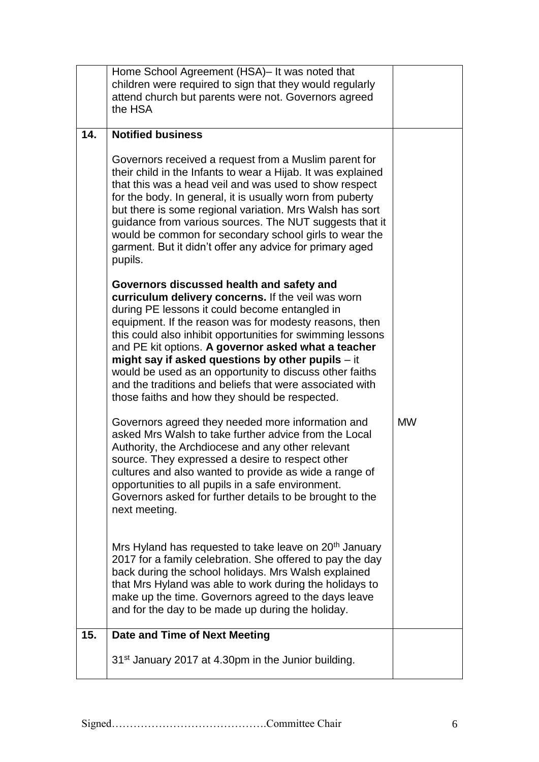| | | |
|---|---|---|
| | Home School Agreement (HSA)– It was noted that children were required to sign that they would regularly attend church but parents were not. Governors agreed the HSA | |
| **14.** | **Notified business**<br><br>Governors received a request from a Muslim parent for their child in the Infants to wear a Hijab. It was explained that this was a head veil and was used to show respect for the body. In general, it is usually worn from puberty but there is some regional variation. Mrs Walsh has sort guidance from various sources. The NUT suggests that it would be common for secondary school girls to wear the garment. But it didn't offer any advice for primary aged pupils.<br><br>**Governors discussed health and safety and curriculum delivery concerns.** If the veil was worn during PE lessons it could become entangled in equipment. If the reason was for modesty reasons, then this could also inhibit opportunities for swimming lessons and PE kit options. **A governor asked what a teacher might say if asked questions by other pupils** – it would be used as an opportunity to discuss other faiths and the traditions and beliefs that were associated with those faiths and how they should be respected.<br><br>Governors agreed they needed more information and asked Mrs Walsh to take further advice from the Local Authority, the Archdiocese and any other relevant source. They expressed a desire to respect other cultures and also wanted to provide as wide a range of opportunities to all pupils in a safe environment. Governors asked for further details to be brought to the next meeting.<br><br>Mrs Hyland has requested to take leave on 20th January 2017 for a family celebration. She offered to pay the day back during the school holidays. Mrs Walsh explained that Mrs Hyland was able to work during the holidays to make up the time. Governors agreed to the days leave and for the day to be made up during the holiday. | MW |
| **15.** | **Date and Time of Next Meeting**<br><br>31st January 2017 at 4.30pm in the Junior building. | |

Signed…………………………………….Committee Chair